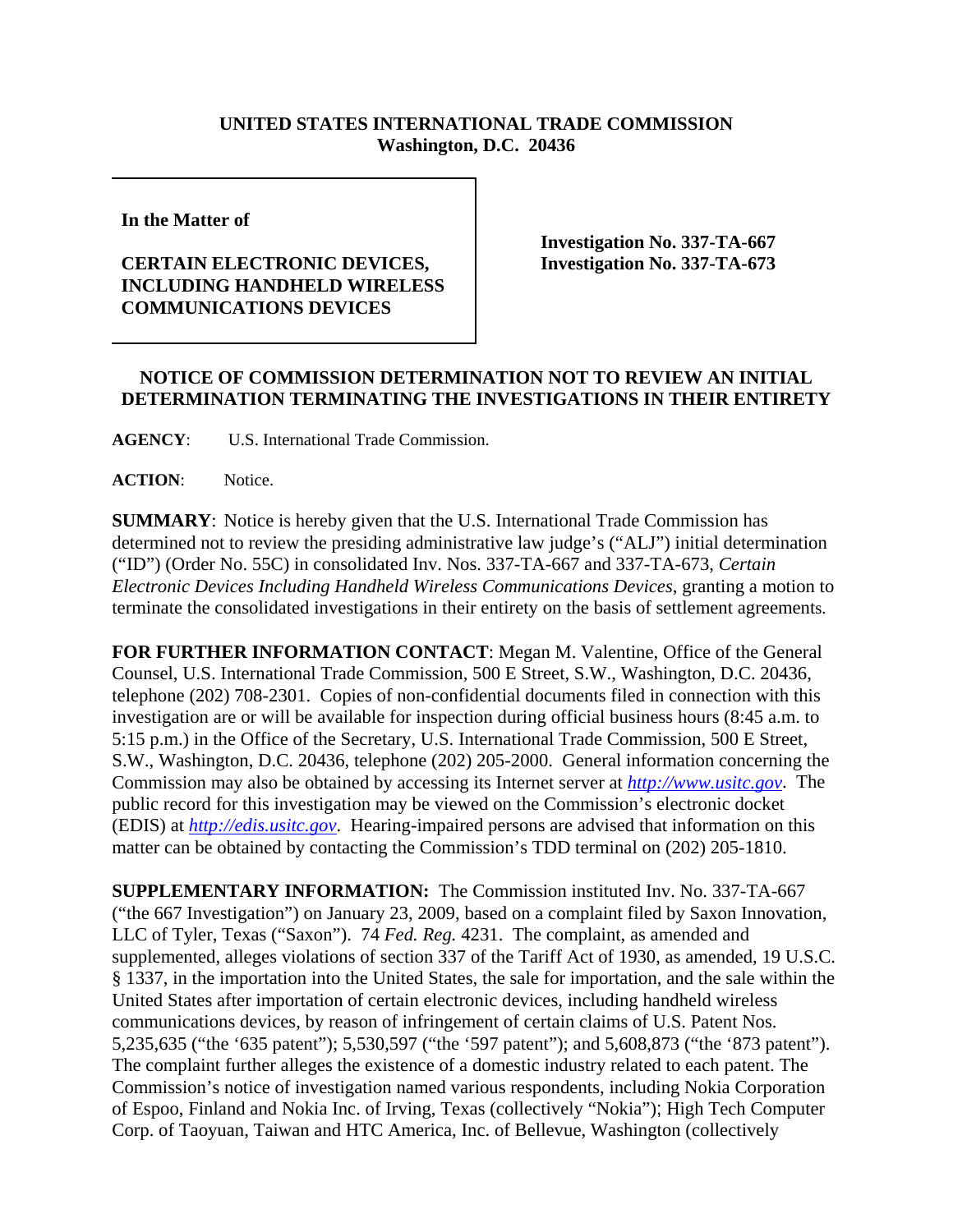**UNITED STATES INTERNATIONAL TRADE COMMISSION**
**Washington, D.C. 20436**

| In the Matter of<br><br>**CERTAIN ELECTRONIC DEVICES, INCLUDING HANDHELD WIRELESS COMMUNICATIONS DEVICES** | **Investigation No. 337-TA-667**<br>**Investigation No. 337-TA-673** |
|---|---|

## NOTICE OF COMMISSION DETERMINATION NOT TO REVIEW AN INITIAL DETERMINATION TERMINATING THE INVESTIGATIONS IN THEIR ENTIRETY

**AGENCY**: U.S. International Trade Commission.

**ACTION**: Notice.

**SUMMARY**: Notice is hereby given that the U.S. International Trade Commission has determined not to review the presiding administrative law judge's ("ALJ") initial determination ("ID") (Order No. 55C) in consolidated Inv. Nos. 337-TA-667 and 337-TA-673, *Certain Electronic Devices Including Handheld Wireless Communications Devices*, granting a motion to terminate the consolidated investigations in their entirety on the basis of settlement agreements.

**FOR FURTHER INFORMATION CONTACT**: Megan M. Valentine, Office of the General Counsel, U.S. International Trade Commission, 500 E Street, S.W., Washington, D.C. 20436, telephone (202) 708-2301. Copies of non-confidential documents filed in connection with this investigation are or will be available for inspection during official business hours (8:45 a.m. to 5:15 p.m.) in the Office of the Secretary, U.S. International Trade Commission, 500 E Street, S.W., Washington, D.C. 20436, telephone (202) 205-2000. General information concerning the Commission may also be obtained by accessing its Internet server at *http://www.usitc.gov*. The public record for this investigation may be viewed on the Commission's electronic docket (EDIS) at *http://edis.usitc.gov*. Hearing-impaired persons are advised that information on this matter can be obtained by contacting the Commission's TDD terminal on (202) 205-1810.

**SUPPLEMENTARY INFORMATION:** The Commission instituted Inv. No. 337-TA-667 ("the 667 Investigation") on January 23, 2009, based on a complaint filed by Saxon Innovation, LLC of Tyler, Texas ("Saxon"). 74 *Fed. Reg.* 4231. The complaint, as amended and supplemented, alleges violations of section 337 of the Tariff Act of 1930, as amended, 19 U.S.C. § 1337, in the importation into the United States, the sale for importation, and the sale within the United States after importation of certain electronic devices, including handheld wireless communications devices, by reason of infringement of certain claims of U.S. Patent Nos. 5,235,635 ("the '635 patent"); 5,530,597 ("the '597 patent"); and 5,608,873 ("the '873 patent"). The complaint further alleges the existence of a domestic industry related to each patent. The Commission's notice of investigation named various respondents, including Nokia Corporation of Espoo, Finland and Nokia Inc. of Irving, Texas (collectively "Nokia"); High Tech Computer Corp. of Taoyuan, Taiwan and HTC America, Inc. of Bellevue, Washington (collectively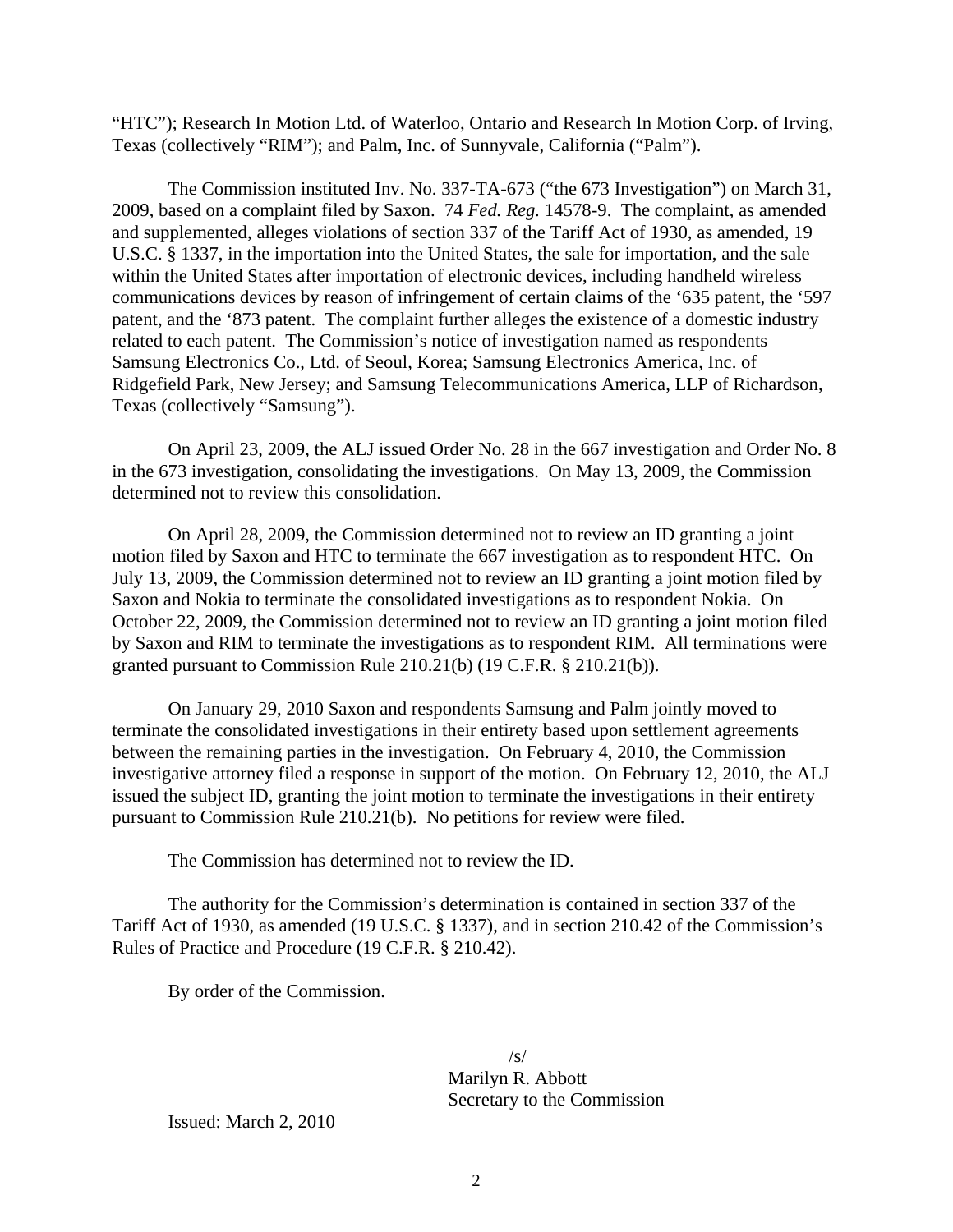"HTC"); Research In Motion Ltd. of Waterloo, Ontario and Research In Motion Corp. of Irving, Texas (collectively "RIM"); and Palm, Inc. of Sunnyvale, California ("Palm").

The Commission instituted Inv. No. 337-TA-673 ("the 673 Investigation") on March 31, 2009, based on a complaint filed by Saxon. 74 *Fed. Reg.* 14578-9. The complaint, as amended and supplemented, alleges violations of section 337 of the Tariff Act of 1930, as amended, 19 U.S.C. § 1337, in the importation into the United States, the sale for importation, and the sale within the United States after importation of electronic devices, including handheld wireless communications devices by reason of infringement of certain claims of the '635 patent, the '597 patent, and the '873 patent. The complaint further alleges the existence of a domestic industry related to each patent. The Commission's notice of investigation named as respondents Samsung Electronics Co., Ltd. of Seoul, Korea; Samsung Electronics America, Inc. of Ridgefield Park, New Jersey; and Samsung Telecommunications America, LLP of Richardson, Texas (collectively "Samsung").

On April 23, 2009, the ALJ issued Order No. 28 in the 667 investigation and Order No. 8 in the 673 investigation, consolidating the investigations. On May 13, 2009, the Commission determined not to review this consolidation.

On April 28, 2009, the Commission determined not to review an ID granting a joint motion filed by Saxon and HTC to terminate the 667 investigation as to respondent HTC. On July 13, 2009, the Commission determined not to review an ID granting a joint motion filed by Saxon and Nokia to terminate the consolidated investigations as to respondent Nokia. On October 22, 2009, the Commission determined not to review an ID granting a joint motion filed by Saxon and RIM to terminate the investigations as to respondent RIM. All terminations were granted pursuant to Commission Rule 210.21(b) (19 C.F.R. § 210.21(b)).

On January 29, 2010 Saxon and respondents Samsung and Palm jointly moved to terminate the consolidated investigations in their entirety based upon settlement agreements between the remaining parties in the investigation. On February 4, 2010, the Commission investigative attorney filed a response in support of the motion. On February 12, 2010, the ALJ issued the subject ID, granting the joint motion to terminate the investigations in their entirety pursuant to Commission Rule 210.21(b). No petitions for review were filed.

The Commission has determined not to review the ID.

The authority for the Commission's determination is contained in section 337 of the Tariff Act of 1930, as amended (19 U.S.C. § 1337), and in section 210.42 of the Commission's Rules of Practice and Procedure (19 C.F.R. § 210.42).

By order of the Commission.

/s/
Marilyn R. Abbott
Secretary to the Commission

Issued: March 2, 2010